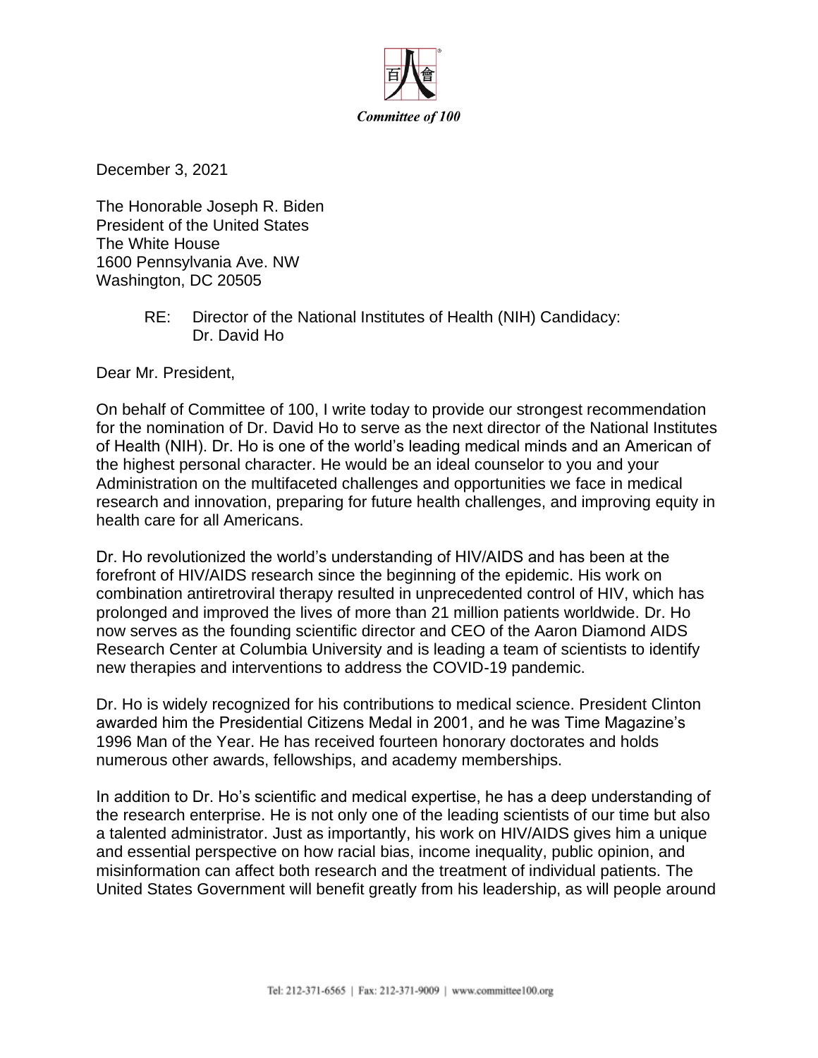Committee of 100

December 3, 2021

The Honorable Joseph R. Biden
President of the United States
The White House
1600 Pennsylvania Ave. NW
Washington, DC 20505

RE: Director of the National Institutes of Health (NIH) Candidacy: Dr. David Ho

Dear Mr. President,

On behalf of Committee of 100, I write today to provide our strongest recommendation for the nomination of Dr. David Ho to serve as the next director of the National Institutes of Health (NIH). Dr. Ho is one of the world's leading medical minds and an American of the highest personal character. He would be an ideal counselor to you and your Administration on the multifaceted challenges and opportunities we face in medical research and innovation, preparing for future health challenges, and improving equity in health care for all Americans.

Dr. Ho revolutionized the world's understanding of HIV/AIDS and has been at the forefront of HIV/AIDS research since the beginning of the epidemic. His work on combination antiretroviral therapy resulted in unprecedented control of HIV, which has prolonged and improved the lives of more than 21 million patients worldwide. Dr. Ho now serves as the founding scientific director and CEO of the Aaron Diamond AIDS Research Center at Columbia University and is leading a team of scientists to identify new therapies and interventions to address the COVID-19 pandemic.

Dr. Ho is widely recognized for his contributions to medical science. President Clinton awarded him the Presidential Citizens Medal in 2001, and he was Time Magazine's 1996 Man of the Year. He has received fourteen honorary doctorates and holds numerous other awards, fellowships, and academy memberships.

In addition to Dr. Ho's scientific and medical expertise, he has a deep understanding of the research enterprise. He is not only one of the leading scientists of our time but also a talented administrator. Just as importantly, his work on HIV/AIDS gives him a unique and essential perspective on how racial bias, income inequality, public opinion, and misinformation can affect both research and the treatment of individual patients. The United States Government will benefit greatly from his leadership, as will people around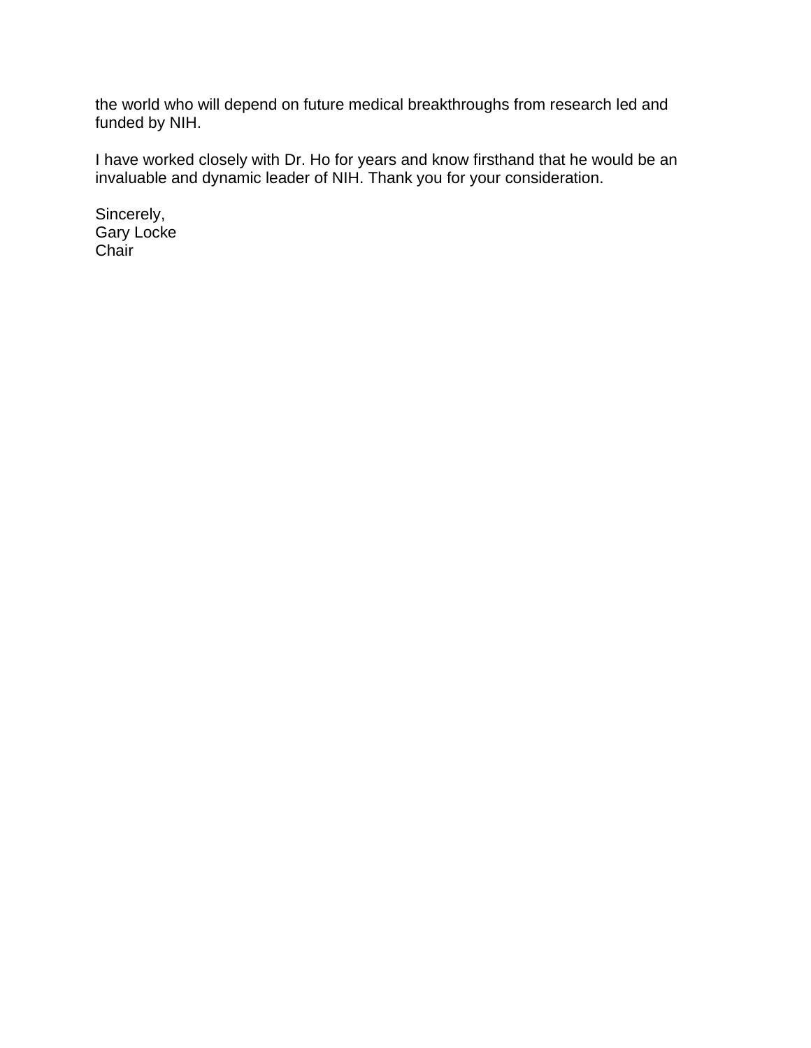the world who will depend on future medical breakthroughs from research led and funded by NIH.

I have worked closely with Dr. Ho for years and know firsthand that he would be an invaluable and dynamic leader of NIH. Thank you for your consideration.

Sincerely,
Gary Locke
Chair